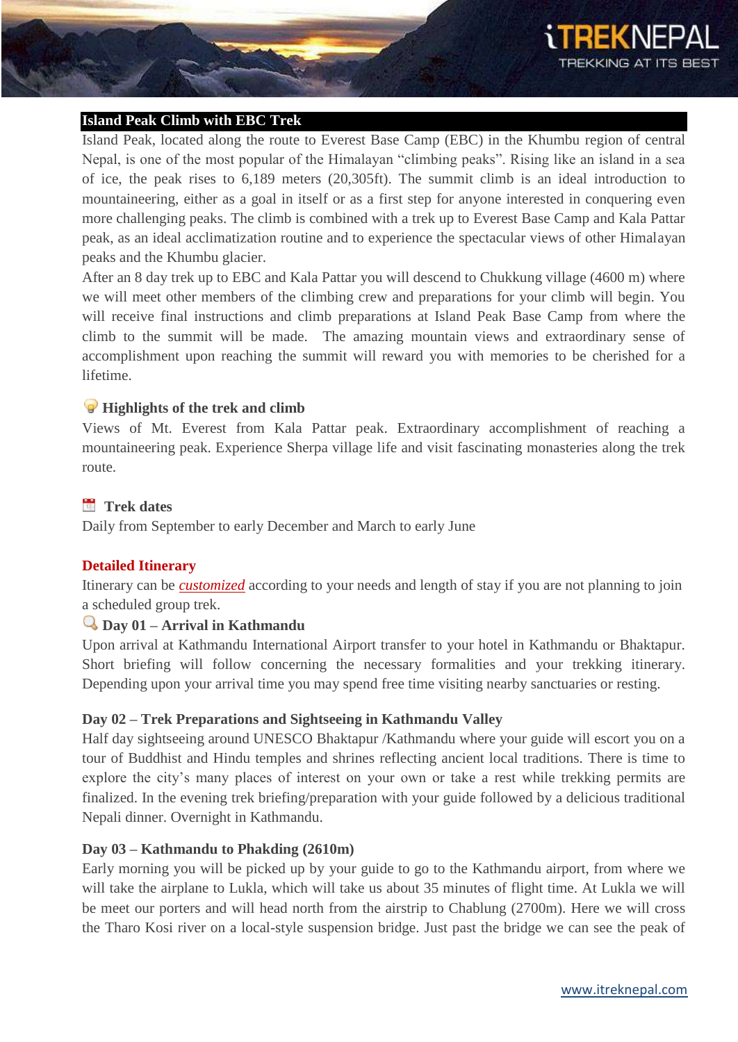## Island Peak Climb with EBC Trek

Island Peak, located along the route to Everest Base Camp (EBC) in the Khumbu region of central Nepal, is one of the most popular of the Himalayan "climbing peaks". Rising like an island in a sea of ice, the peak rises to 6,189 meters (20,305ft). The summit climb is an ideal introduction to mountaineering, either as a goal in itself or as a first step for anyone interested in conquering even more challenging peaks. The climb is combined with a trek up to Everest Base Camp and Kala Pattar peak, as an ideal acclimatization routine and to experience the spectacular views of other Himalayan peaks and the Khumbu glacier.

After an 8 day trek up to EBC and Kala Pattar you will descend to Chukkung village (4600 m) where we will meet other members of the climbing crew and preparations for your climb will begin. You will receive final instructions and climb preparations at Island Peak Base Camp from where the climb to the summit will be made. The amazing mountain views and extraordinary sense of accomplishment upon reaching the summit will reward you with memories to be cherished for a lifetime.

### Highlights of the trek and climb

Views of Mt. Everest from Kala Pattar peak. Extraordinary accomplishment of reaching a mountaineering peak. Experience Sherpa village life and visit fascinating monasteries along the trek route.

### Trek dates

Daily from September to early December and March to early June

### Detailed Itinerary

Itinerary can be *customized* according to your needs and length of stay if you are not planning to join a scheduled group trek.

#### Day 01 – Arrival in Kathmandu

Upon arrival at Kathmandu International Airport transfer to your hotel in Kathmandu or Bhaktapur. Short briefing will follow concerning the necessary formalities and your trekking itinerary. Depending upon your arrival time you may spend free time visiting nearby sanctuaries or resting.

#### Day 02 – Trek Preparations and Sightseeing in Kathmandu Valley

Half day sightseeing around UNESCO Bhaktapur /Kathmandu where your guide will escort you on a tour of Buddhist and Hindu temples and shrines reflecting ancient local traditions. There is time to explore the city's many places of interest on your own or take a rest while trekking permits are finalized. In the evening trek briefing/preparation with your guide followed by a delicious traditional Nepali dinner. Overnight in Kathmandu.

#### Day 03 – Kathmandu to Phakding (2610m)

Early morning you will be picked up by your guide to go to the Kathmandu airport, from where we will take the airplane to Lukla, which will take us about 35 minutes of flight time. At Lukla we will be meet our porters and will head north from the airstrip to Chablung (2700m). Here we will cross the Tharo Kosi river on a local-style suspension bridge. Just past the bridge we can see the peak of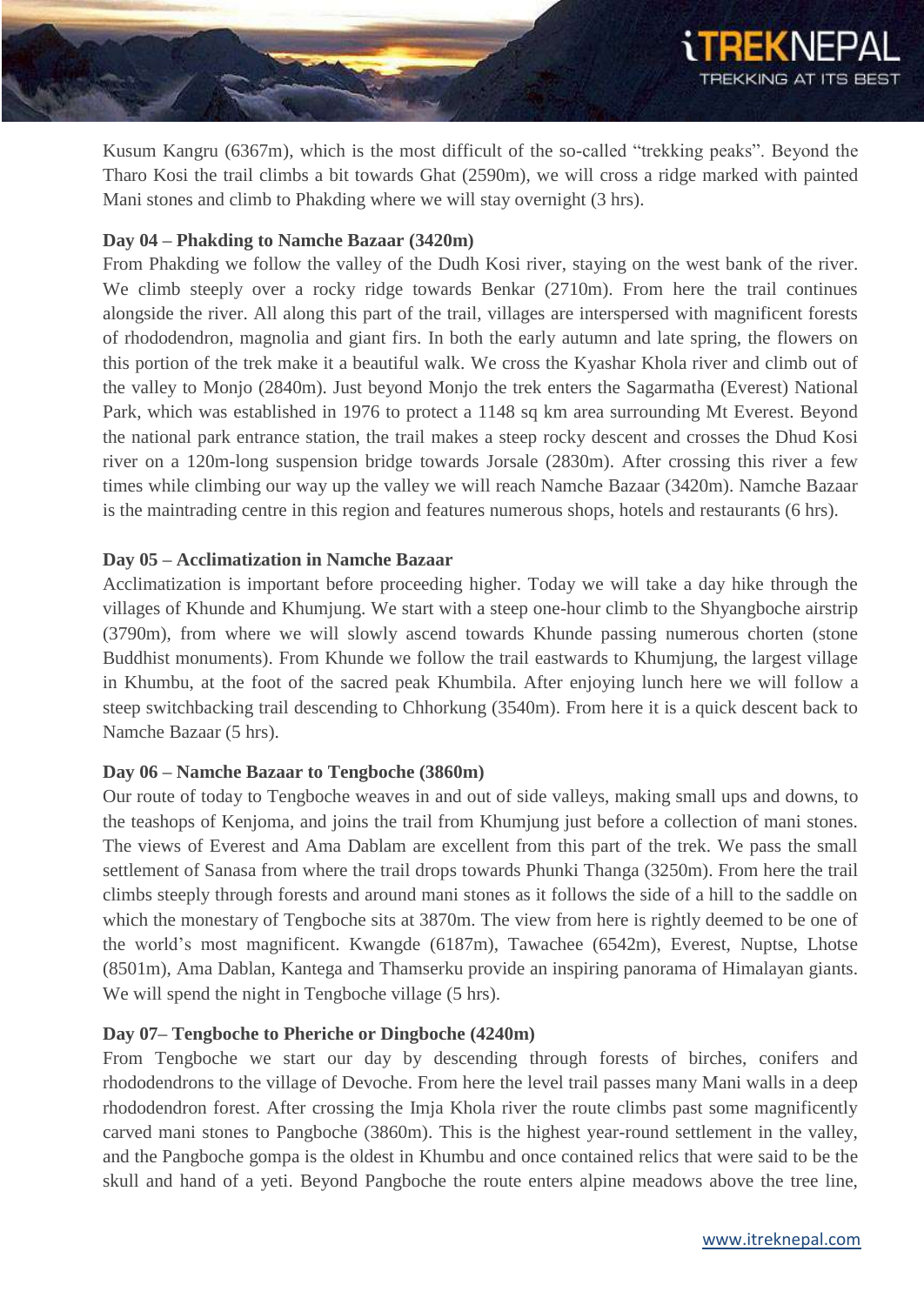Kusum Kangru (6367m), which is the most difficult of the so-called "trekking peaks". Beyond the Tharo Kosi the trail climbs a bit towards Ghat (2590m), we will cross a ridge marked with painted Mani stones and climb to Phakding where we will stay overnight (3 hrs).

**Day 04 – Phakding to Namche Bazaar (3420m)**

From Phakding we follow the valley of the Dudh Kosi river, staying on the west bank of the river. We climb steeply over a rocky ridge towards Benkar (2710m). From here the trail continues alongside the river. All along this part of the trail, villages are interspersed with magnificent forests of rhododendron, magnolia and giant firs. In both the early autumn and late spring, the flowers on this portion of the trek make it a beautiful walk. We cross the Kyashar Khola river and climb out of the valley to Monjo (2840m). Just beyond Monjo the trek enters the Sagarmatha (Everest) National Park, which was established in 1976 to protect a 1148 sq km area surrounding Mt Everest. Beyond the national park entrance station, the trail makes a steep rocky descent and crosses the Dhud Kosi river on a 120m-long suspension bridge towards Jorsale (2830m). After crossing this river a few times while climbing our way up the valley we will reach Namche Bazaar (3420m). Namche Bazaar is the maintrading centre in this region and features numerous shops, hotels and restaurants (6 hrs).

**Day 05 – Acclimatization in Namche Bazaar**

Acclimatization is important before proceeding higher. Today we will take a day hike through the villages of Khunde and Khumjung. We start with a steep one-hour climb to the Shyangboche airstrip (3790m), from where we will slowly ascend towards Khunde passing numerous chorten (stone Buddhist monuments). From Khunde we follow the trail eastwards to Khumjung, the largest village in Khumbu, at the foot of the sacred peak Khumbila. After enjoying lunch here we will follow a steep switchbacking trail descending to Chhorkung (3540m). From here it is a quick descent back to Namche Bazaar (5 hrs).

**Day 06 – Namche Bazaar to Tengboche (3860m)**

Our route of today to Tengboche weaves in and out of side valleys, making small ups and downs, to the teashops of Kenjoma, and joins the trail from Khumjung just before a collection of mani stones. The views of Everest and Ama Dablam are excellent from this part of the trek. We pass the small settlement of Sanasa from where the trail drops towards Phunki Thanga (3250m). From here the trail climbs steeply through forests and around mani stones as it follows the side of a hill to the saddle on which the monestary of Tengboche sits at 3870m. The view from here is rightly deemed to be one of the world's most magnificent. Kwangde (6187m), Tawachee (6542m), Everest, Nuptse, Lhotse (8501m), Ama Dablan, Kantega and Thamserku provide an inspiring panorama of Himalayan giants. We will spend the night in Tengboche village (5 hrs).

**Day 07– Tengboche to Pheriche or Dingboche (4240m)**

From Tengboche we start our day by descending through forests of birches, conifers and rhododendrons to the village of Devoche. From here the level trail passes many Mani walls in a deep rhododendron forest. After crossing the Imja Khola river the route climbs past some magnificently carved mani stones to Pangboche (3860m). This is the highest year-round settlement in the valley, and the Pangboche gompa is the oldest in Khumbu and once contained relics that were said to be the skull and hand of a yeti. Beyond Pangboche the route enters alpine meadows above the tree line,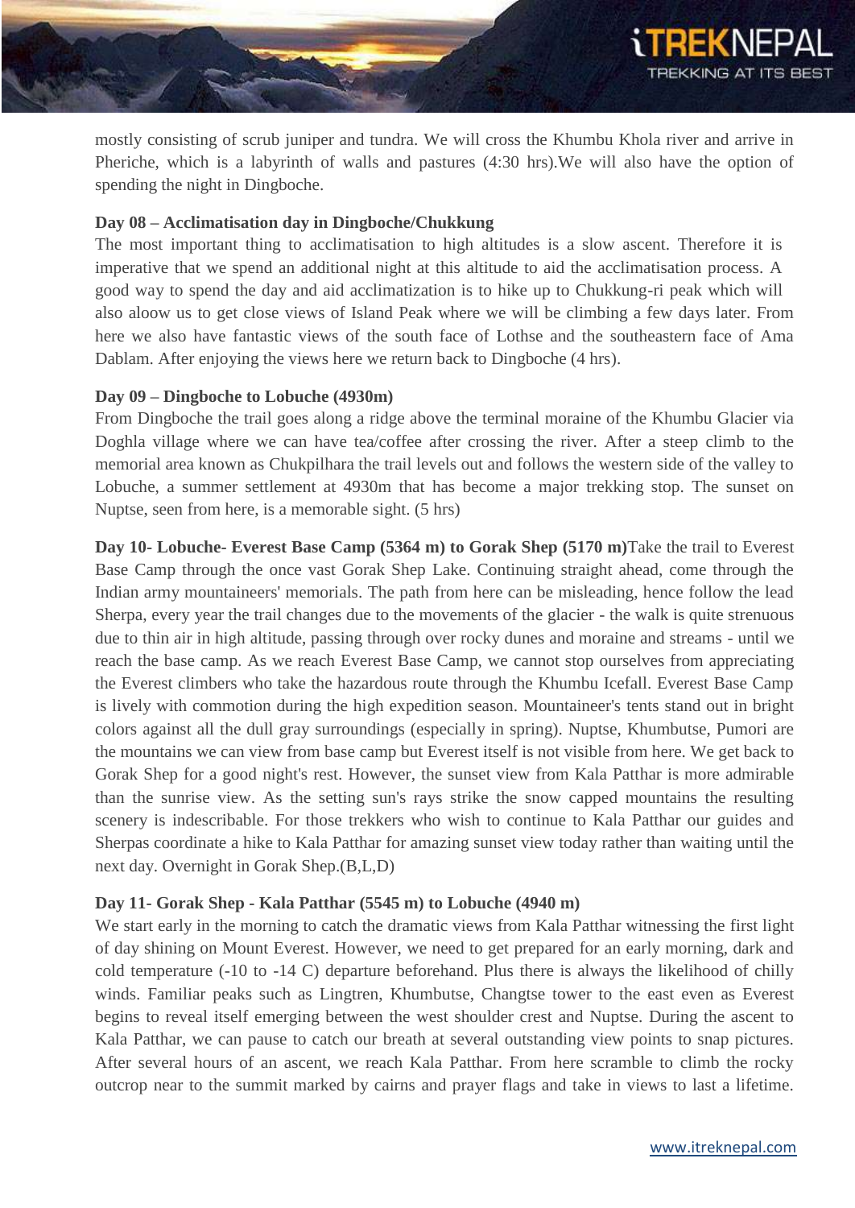mostly consisting of scrub juniper and tundra. We will cross the Khumbu Khola river and arrive in Pheriche, which is a labyrinth of walls and pastures (4:30 hrs).We will also have the option of spending the night in Dingboche.

**Day 08 – Acclimatisation day in Dingboche/Chukkung**

The most important thing to acclimatisation to high altitudes is a slow ascent. Therefore it is imperative that we spend an additional night at this altitude to aid the acclimatisation process. A good way to spend the day and aid acclimatization is to hike up to Chukkung-ri peak which will also aloow us to get close views of Island Peak where we will be climbing a few days later. From here we also have fantastic views of the south face of Lothse and the southeastern face of Ama Dablam. After enjoying the views here we return back to Dingboche (4 hrs).

**Day 09 – Dingboche to Lobuche (4930m)**

From Dingboche the trail goes along a ridge above the terminal moraine of the Khumbu Glacier via Doghla village where we can have tea/coffee after crossing the river. After a steep climb to the memorial area known as Chukpilhara the trail levels out and follows the western side of the valley to Lobuche, a summer settlement at 4930m that has become a major trekking stop. The sunset on Nuptse, seen from here, is a memorable sight. (5 hrs)

**Day 10- Lobuche- Everest Base Camp (5364 m) to Gorak Shep (5170 m)**Take the trail to Everest Base Camp through the once vast Gorak Shep Lake. Continuing straight ahead, come through the Indian army mountaineers' memorials. The path from here can be misleading, hence follow the lead Sherpa, every year the trail changes due to the movements of the glacier - the walk is quite strenuous due to thin air in high altitude, passing through over rocky dunes and moraine and streams - until we reach the base camp. As we reach Everest Base Camp, we cannot stop ourselves from appreciating the Everest climbers who take the hazardous route through the Khumbu Icefall. Everest Base Camp is lively with commotion during the high expedition season. Mountaineer's tents stand out in bright colors against all the dull gray surroundings (especially in spring). Nuptse, Khumbutse, Pumori are the mountains we can view from base camp but Everest itself is not visible from here. We get back to Gorak Shep for a good night's rest. However, the sunset view from Kala Patthar is more admirable than the sunrise view. As the setting sun's rays strike the snow capped mountains the resulting scenery is indescribable. For those trekkers who wish to continue to Kala Patthar our guides and Sherpas coordinate a hike to Kala Patthar for amazing sunset view today rather than waiting until the next day. Overnight in Gorak Shep.(B,L,D)

**Day 11- Gorak Shep - Kala Patthar (5545 m) to Lobuche (4940 m)**

We start early in the morning to catch the dramatic views from Kala Patthar witnessing the first light of day shining on Mount Everest. However, we need to get prepared for an early morning, dark and cold temperature (-10 to -14 C) departure beforehand. Plus there is always the likelihood of chilly winds. Familiar peaks such as Lingtren, Khumbutse, Changtse tower to the east even as Everest begins to reveal itself emerging between the west shoulder crest and Nuptse. During the ascent to Kala Patthar, we can pause to catch our breath at several outstanding view points to snap pictures. After several hours of an ascent, we reach Kala Patthar. From here scramble to climb the rocky outcrop near to the summit marked by cairns and prayer flags and take in views to last a lifetime.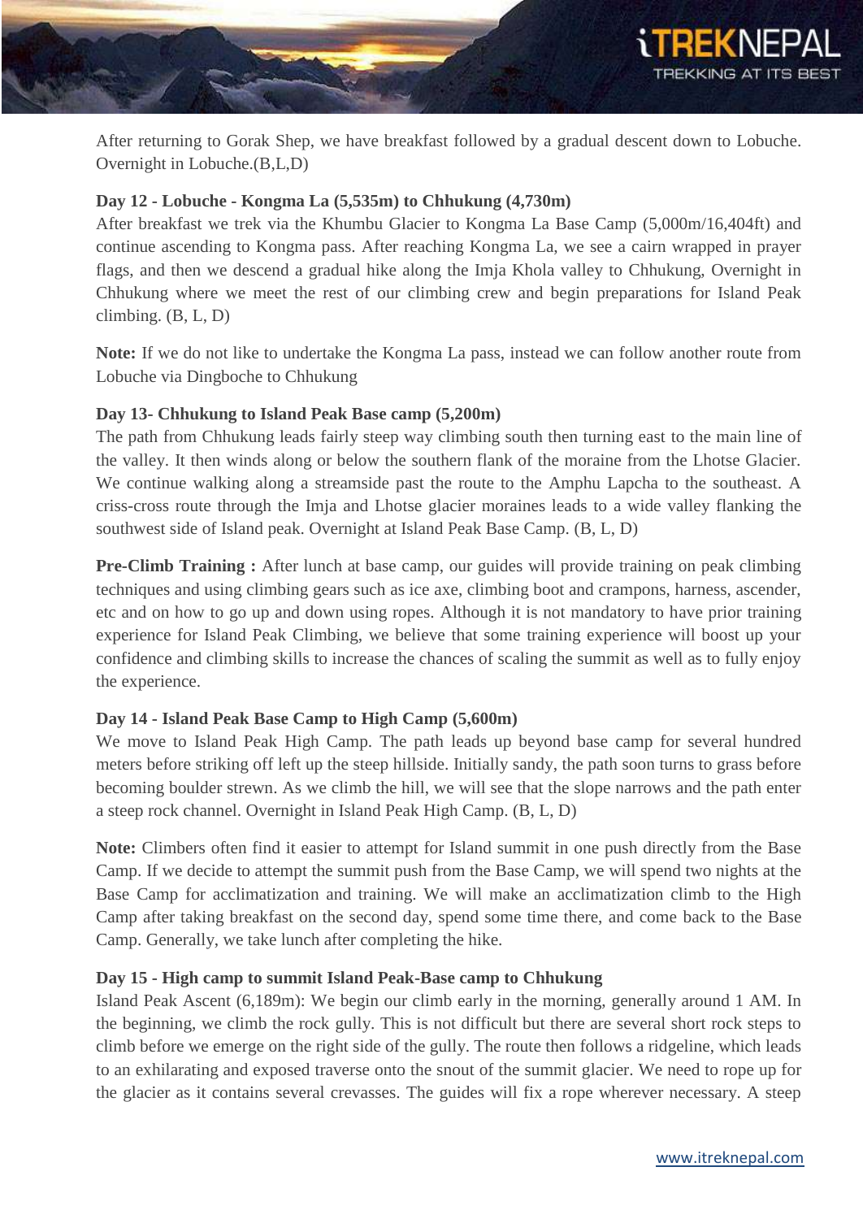After returning to Gorak Shep, we have breakfast followed by a gradual descent down to Lobuche. Overnight in Lobuche.(B,L,D)

**Day 12 - Lobuche - Kongma La (5,535m) to Chhukung (4,730m)**

After breakfast we trek via the Khumbu Glacier to Kongma La Base Camp (5,000m/16,404ft) and continue ascending to Kongma pass. After reaching Kongma La, we see a cairn wrapped in prayer flags, and then we descend a gradual hike along the Imja Khola valley to Chhukung, Overnight in Chhukung where we meet the rest of our climbing crew and begin preparations for Island Peak climbing. (B, L, D)

**Note:** If we do not like to undertake the Kongma La pass, instead we can follow another route from Lobuche via Dingboche to Chhukung

**Day 13- Chhukung to Island Peak Base camp (5,200m)**

The path from Chhukung leads fairly steep way climbing south then turning east to the main line of the valley. It then winds along or below the southern flank of the moraine from the Lhotse Glacier. We continue walking along a streamside past the route to the Amphu Lapcha to the southeast. A criss-cross route through the Imja and Lhotse glacier moraines leads to a wide valley flanking the southwest side of Island peak. Overnight at Island Peak Base Camp. (B, L, D)

**Pre-Climb Training :** After lunch at base camp, our guides will provide training on peak climbing techniques and using climbing gears such as ice axe, climbing boot and crampons, harness, ascender, etc and on how to go up and down using ropes. Although it is not mandatory to have prior training experience for Island Peak Climbing, we believe that some training experience will boost up your confidence and climbing skills to increase the chances of scaling the summit as well as to fully enjoy the experience.

**Day 14 - Island Peak Base Camp to High Camp (5,600m)**

We move to Island Peak High Camp. The path leads up beyond base camp for several hundred meters before striking off left up the steep hillside. Initially sandy, the path soon turns to grass before becoming boulder strewn. As we climb the hill, we will see that the slope narrows and the path enter a steep rock channel. Overnight in Island Peak High Camp. (B, L, D)

**Note:** Climbers often find it easier to attempt for Island summit in one push directly from the Base Camp. If we decide to attempt the summit push from the Base Camp, we will spend two nights at the Base Camp for acclimatization and training. We will make an acclimatization climb to the High Camp after taking breakfast on the second day, spend some time there, and come back to the Base Camp. Generally, we take lunch after completing the hike.

**Day 15 - High camp to summit Island Peak-Base camp to Chhukung**

Island Peak Ascent (6,189m): We begin our climb early in the morning, generally around 1 AM. In the beginning, we climb the rock gully. This is not difficult but there are several short rock steps to climb before we emerge on the right side of the gully. The route then follows a ridgeline, which leads to an exhilarating and exposed traverse onto the snout of the summit glacier. We need to rope up for the glacier as it contains several crevasses. The guides will fix a rope wherever necessary. A steep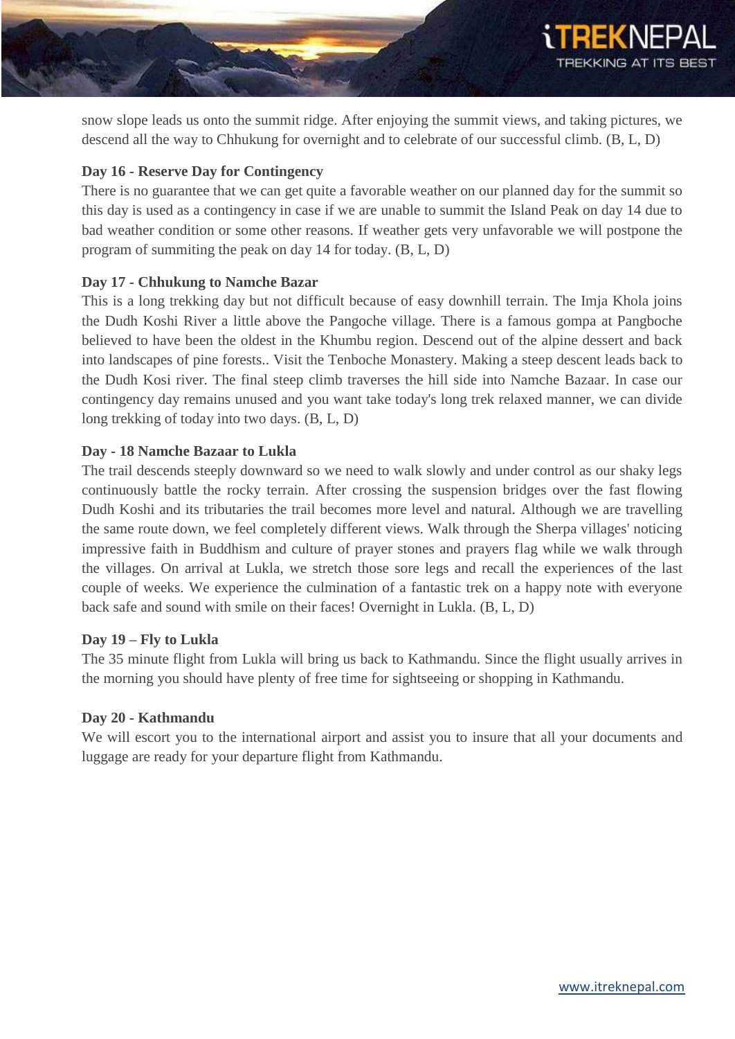snow slope leads us onto the summit ridge. After enjoying the summit views, and taking pictures, we descend all the way to Chhukung for overnight and to celebrate of our successful climb. (B, L, D)

**Day 16 - Reserve Day for Contingency**

There is no guarantee that we can get quite a favorable weather on our planned day for the summit so this day is used as a contingency in case if we are unable to summit the Island Peak on day 14 due to bad weather condition or some other reasons. If weather gets very unfavorable we will postpone the program of summiting the peak on day 14 for today. (B, L, D)

**Day 17 - Chhukung to Namche Bazar**

This is a long trekking day but not difficult because of easy downhill terrain. The Imja Khola joins the Dudh Koshi River a little above the Pangoche village. There is a famous gompa at Pangboche believed to have been the oldest in the Khumbu region. Descend out of the alpine dessert and back into landscapes of pine forests.. Visit the Tenboche Monastery. Making a steep descent leads back to the Dudh Kosi river. The final steep climb traverses the hill side into Namche Bazaar. In case our contingency day remains unused and you want take today's long trek relaxed manner, we can divide long trekking of today into two days. (B, L, D)

**Day - 18 Namche Bazaar to Lukla**

The trail descends steeply downward so we need to walk slowly and under control as our shaky legs continuously battle the rocky terrain. After crossing the suspension bridges over the fast flowing Dudh Koshi and its tributaries the trail becomes more level and natural. Although we are travelling the same route down, we feel completely different views. Walk through the Sherpa villages' noticing impressive faith in Buddhism and culture of prayer stones and prayers flag while we walk through the villages. On arrival at Lukla, we stretch those sore legs and recall the experiences of the last couple of weeks. We experience the culmination of a fantastic trek on a happy note with everyone back safe and sound with smile on their faces! Overnight in Lukla. (B, L, D)

**Day 19 – Fly to Lukla**

The 35 minute flight from Lukla will bring us back to Kathmandu. Since the flight usually arrives in the morning you should have plenty of free time for sightseeing or shopping in Kathmandu.

**Day 20 - Kathmandu**

We will escort you to the international airport and assist you to insure that all your documents and luggage are ready for your departure flight from Kathmandu.